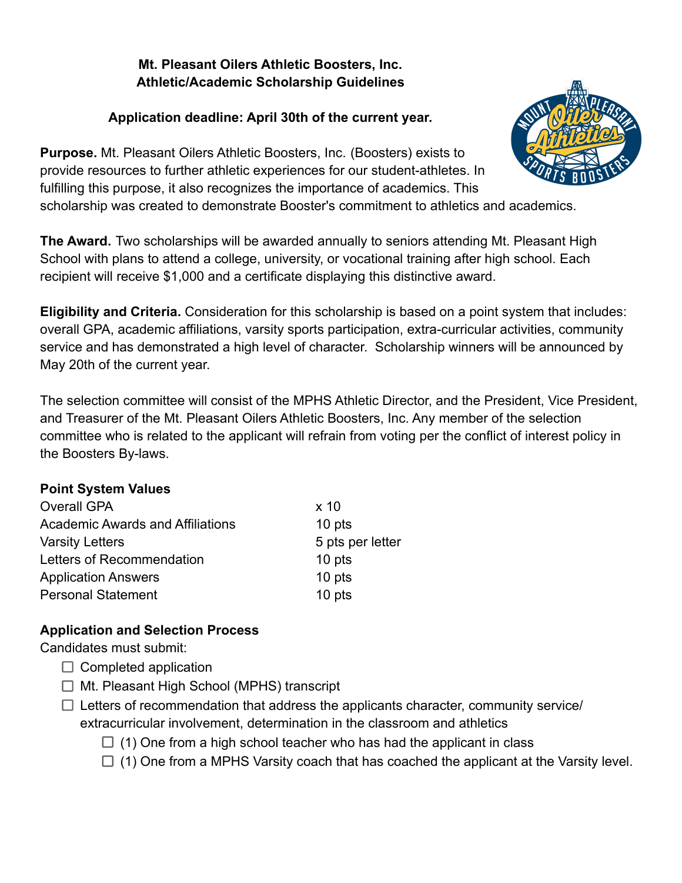**Mt. Pleasant Oilers Athletic Boosters, Inc.**
**Athletic/Academic Scholarship Guidelines**

**Application deadline: April 30th of the current year.**

**Purpose.** Mt. Pleasant Oilers Athletic Boosters, Inc. (Boosters) exists to provide resources to further athletic experiences for our student-athletes. In fulfilling this purpose, it also recognizes the importance of academics. This scholarship was created to demonstrate Booster's commitment to athletics and academics.

**The Award.** Two scholarships will be awarded annually to seniors attending Mt. Pleasant High School with plans to attend a college, university, or vocational training after high school. Each recipient will receive $1,000 and a certificate displaying this distinctive award.

**Eligibility and Criteria.** Consideration for this scholarship is based on a point system that includes: overall GPA, academic affiliations, varsity sports participation, extra-curricular activities, community service and has demonstrated a high level of character. Scholarship winners will be announced by May 20th of the current year.

The selection committee will consist of the MPHS Athletic Director, and the President, Vice President, and Treasurer of the Mt. Pleasant Oilers Athletic Boosters, Inc. Any member of the selection committee who is related to the applicant will refrain from voting per the conflict of interest policy in the Boosters By-laws.

**Point System Values**

| | |
|---|---|
| Overall GPA | x 10 |
| Academic Awards and Affiliations | 10 pts |
| Varsity Letters | 5 pts per letter |
| Letters of Recommendation | 10 pts |
| Application Answers | 10 pts |
| Personal Statement | 10 pts |

**Application and Selection Process**

Candidates must submit:

- ☐ Completed application
- ☐ Mt. Pleasant High School (MPHS) transcript
- ☐ Letters of recommendation that address the applicants character, community service/ extracurricular involvement, determination in the classroom and athletics
  - ☐ (1) One from a high school teacher who has had the applicant in class
  - ☐ (1) One from a MPHS Varsity coach that has coached the applicant at the Varsity level.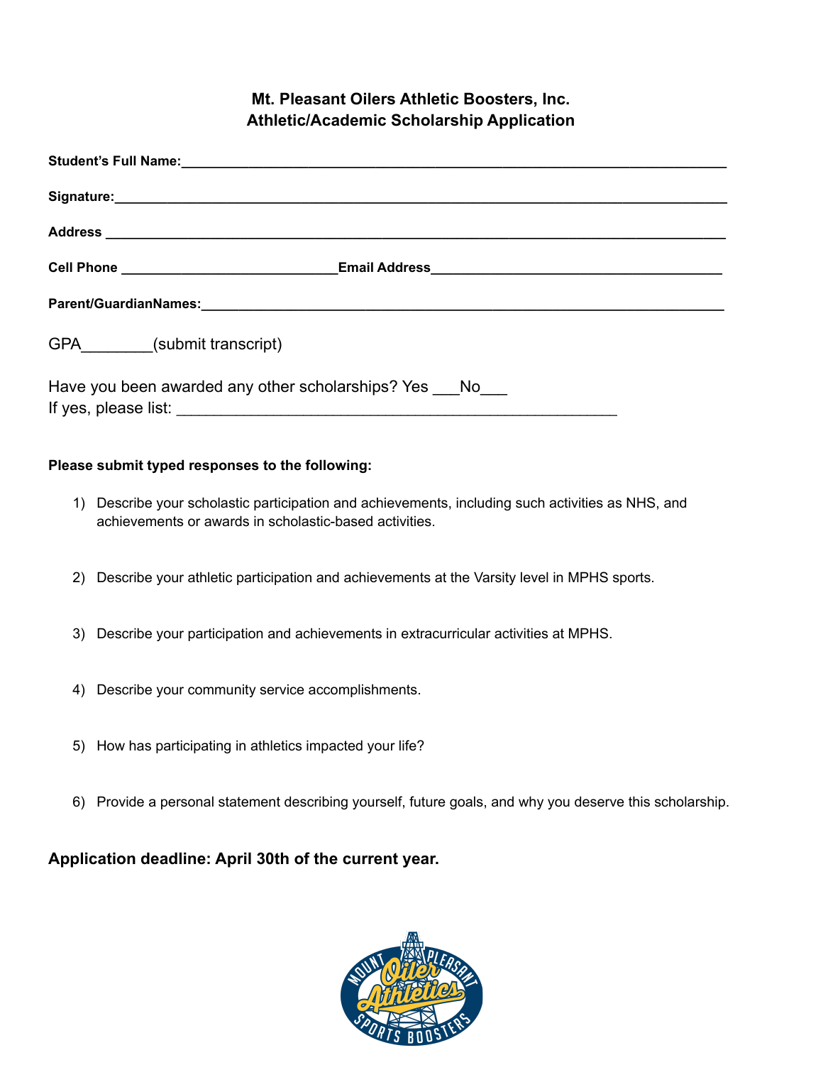**Mt. Pleasant Oilers Athletic Boosters, Inc.**
**Athletic/Academic Scholarship Application**

**Student's Full Name:**___________________________________________________________________________

**Signature:**_______________________________________________________________________________

**Address** _______________________________________________________________________________

**Cell Phone** ____________________________**Email Address**______________________________________

**Parent/GuardianNames:**_____________________________________________________________________

GPA________(submit transcript)

Have you been awarded any other scholarships? Yes ___No___
If yes, please list: ___________________________________________________

**Please submit typed responses to the following:**

1) Describe your scholastic participation and achievements, including such activities as NHS, and achievements or awards in scholastic-based activities.

2) Describe your athletic participation and achievements at the Varsity level in MPHS sports.

3) Describe your participation and achievements in extracurricular activities at MPHS.

4) Describe your community service accomplishments.

5) How has participating in athletics impacted your life?

6) Provide a personal statement describing yourself, future goals, and why you deserve this scholarship.

**Application deadline: April 30th of the current year.**

MOUNT PLEASANT Oiler Athletics SPORTS BOOSTERS